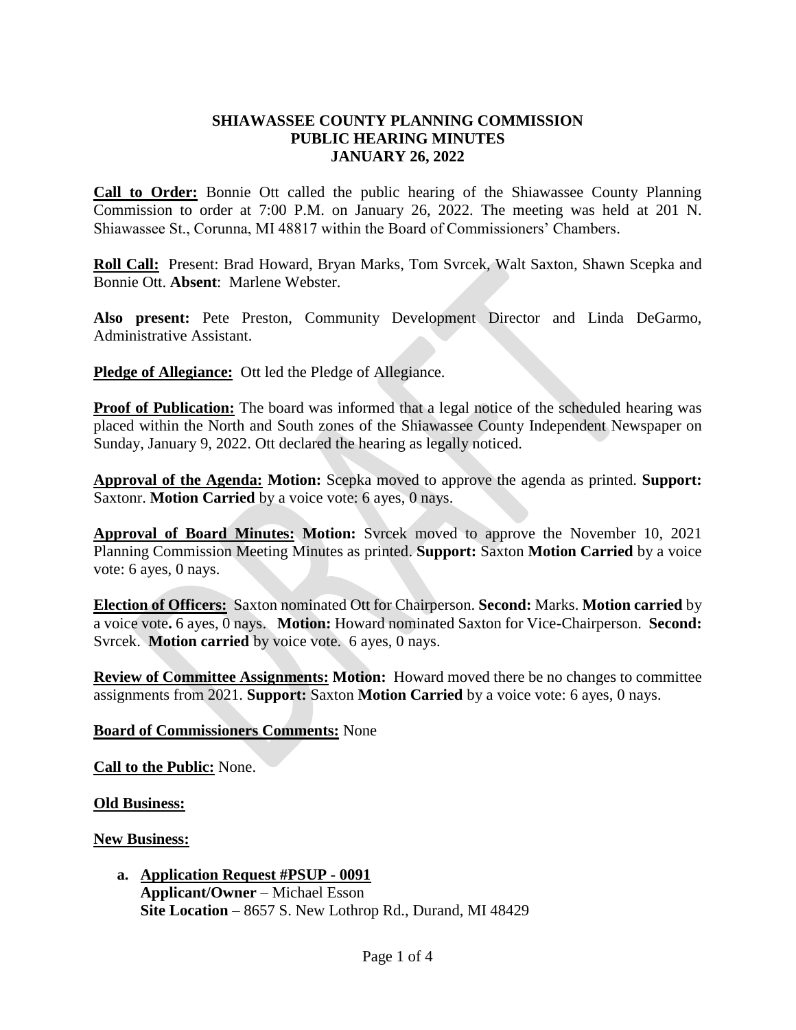**SHIAWASSEE COUNTY PLANNING COMMISSION**
**PUBLIC HEARING MINUTES**
**JANUARY 26, 2022**

**Call to Order:** Bonnie Ott called the public hearing of the Shiawassee County Planning Commission to order at 7:00 P.M. on January 26, 2022. The meeting was held at 201 N. Shiawassee St., Corunna, MI 48817 within the Board of Commissioners' Chambers.

**Roll Call:** Present: Brad Howard, Bryan Marks, Tom Svrcek, Walt Saxton, Shawn Scepka and Bonnie Ott. **Absent**: Marlene Webster.

**Also present:** Pete Preston, Community Development Director and Linda DeGarmo, Administrative Assistant.

**Pledge of Allegiance:** Ott led the Pledge of Allegiance.

**Proof of Publication:** The board was informed that a legal notice of the scheduled hearing was placed within the North and South zones of the Shiawassee County Independent Newspaper on Sunday, January 9, 2022. Ott declared the hearing as legally noticed.

**Approval of the Agenda: Motion:** Scepka moved to approve the agenda as printed. **Support:** Saxtonr. **Motion Carried** by a voice vote: 6 ayes, 0 nays.

**Approval of Board Minutes: Motion:** Svrcek moved to approve the November 10, 2021 Planning Commission Meeting Minutes as printed. **Support:** Saxton **Motion Carried** by a voice vote: 6 ayes, 0 nays.

**Election of Officers:** Saxton nominated Ott for Chairperson. **Second:** Marks. **Motion carried** by a voice vote**.** 6 ayes, 0 nays. **Motion:** Howard nominated Saxton for Vice-Chairperson. **Second:** Svrcek. **Motion carried** by voice vote. 6 ayes, 0 nays.

**Review of Committee Assignments: Motion:** Howard moved there be no changes to committee assignments from 2021. **Support:** Saxton **Motion Carried** by a voice vote: 6 ayes, 0 nays.

**Board of Commissioners Comments:** None

**Call to the Public:** None.

**Old Business:**

**New Business:**

**a. Application Request #PSUP - 0091**
**Applicant/Owner** – Michael Esson
**Site Location** – 8657 S. New Lothrop Rd., Durand, MI 48429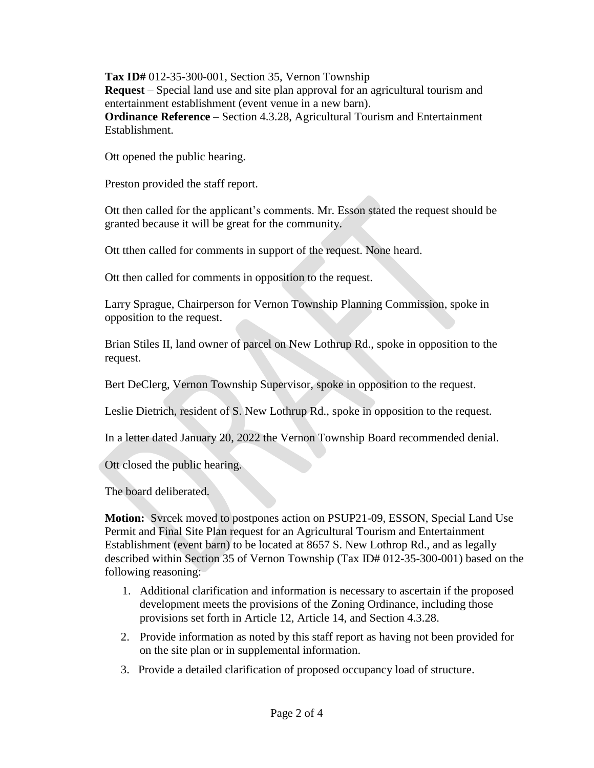**Tax ID#** 012-35-300-001, Section 35, Vernon Township
**Request** – Special land use and site plan approval for an agricultural tourism and entertainment establishment (event venue in a new barn).
**Ordinance Reference** – Section 4.3.28, Agricultural Tourism and Entertainment Establishment.

Ott opened the public hearing.

Preston provided the staff report.

Ott then called for the applicant's comments. Mr. Esson stated the request should be granted because it will be great for the community.

Ott tthen called for comments in support of the request. None heard.

Ott then called for comments in opposition to the request.

Larry Sprague, Chairperson for Vernon Township Planning Commission, spoke in opposition to the request.

Brian Stiles II, land owner of parcel on New Lothrup Rd., spoke in opposition to the request.

Bert DeClerg, Vernon Township Supervisor, spoke in opposition to the request.

Leslie Dietrich, resident of S. New Lothrup Rd., spoke in opposition to the request.

In a letter dated January 20, 2022 the Vernon Township Board recommended denial.

Ott closed the public hearing.

The board deliberated.

**Motion:** Svrcek moved to postpones action on PSUP21-09, ESSON, Special Land Use Permit and Final Site Plan request for an Agricultural Tourism and Entertainment Establishment (event barn) to be located at 8657 S. New Lothrop Rd., and as legally described within Section 35 of Vernon Township (Tax ID# 012-35-300-001) based on the following reasoning:

1. Additional clarification and information is necessary to ascertain if the proposed development meets the provisions of the Zoning Ordinance, including those provisions set forth in Article 12, Article 14, and Section 4.3.28.
2. Provide information as noted by this staff report as having not been provided for on the site plan or in supplemental information.
3. Provide a detailed clarification of proposed occupancy load of structure.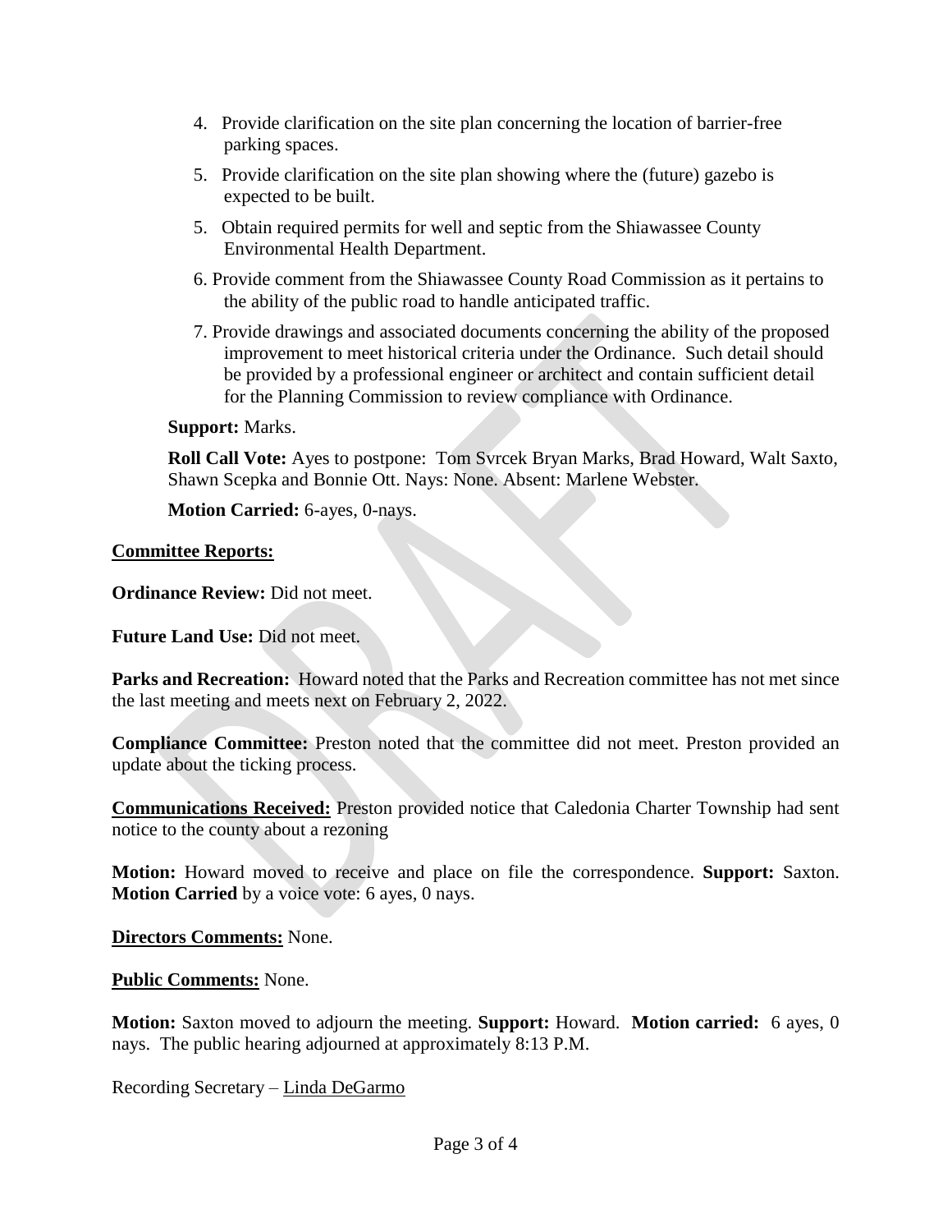4. Provide clarification on the site plan concerning the location of barrier-free parking spaces.
5. Provide clarification on the site plan showing where the (future) gazebo is expected to be built.
5. Obtain required permits for well and septic from the Shiawassee County Environmental Health Department.
6. Provide comment from the Shiawassee County Road Commission as it pertains to the ability of the public road to handle anticipated traffic.
7. Provide drawings and associated documents concerning the ability of the proposed improvement to meet historical criteria under the Ordinance. Such detail should be provided by a professional engineer or architect and contain sufficient detail for the Planning Commission to review compliance with Ordinance.

**Support:** Marks.

**Roll Call Vote:** Ayes to postpone: Tom Svrcek Bryan Marks, Brad Howard, Walt Saxto, Shawn Scepka and Bonnie Ott. Nays: None. Absent: Marlene Webster.

**Motion Carried:** 6-ayes, 0-nays.

**Committee Reports:**

**Ordinance Review:** Did not meet.

**Future Land Use:** Did not meet.

**Parks and Recreation:** Howard noted that the Parks and Recreation committee has not met since the last meeting and meets next on February 2, 2022.

**Compliance Committee:** Preston noted that the committee did not meet. Preston provided an update about the ticking process.

**Communications Received:** Preston provided notice that Caledonia Charter Township had sent notice to the county about a rezoning

**Motion:** Howard moved to receive and place on file the correspondence. **Support:** Saxton. **Motion Carried** by a voice vote: 6 ayes, 0 nays.

**Directors Comments:** None.

**Public Comments:** None.

**Motion:** Saxton moved to adjourn the meeting. **Support:** Howard. **Motion carried:** 6 ayes, 0 nays. The public hearing adjourned at approximately 8:13 P.M.

Recording Secretary – Linda DeGarmo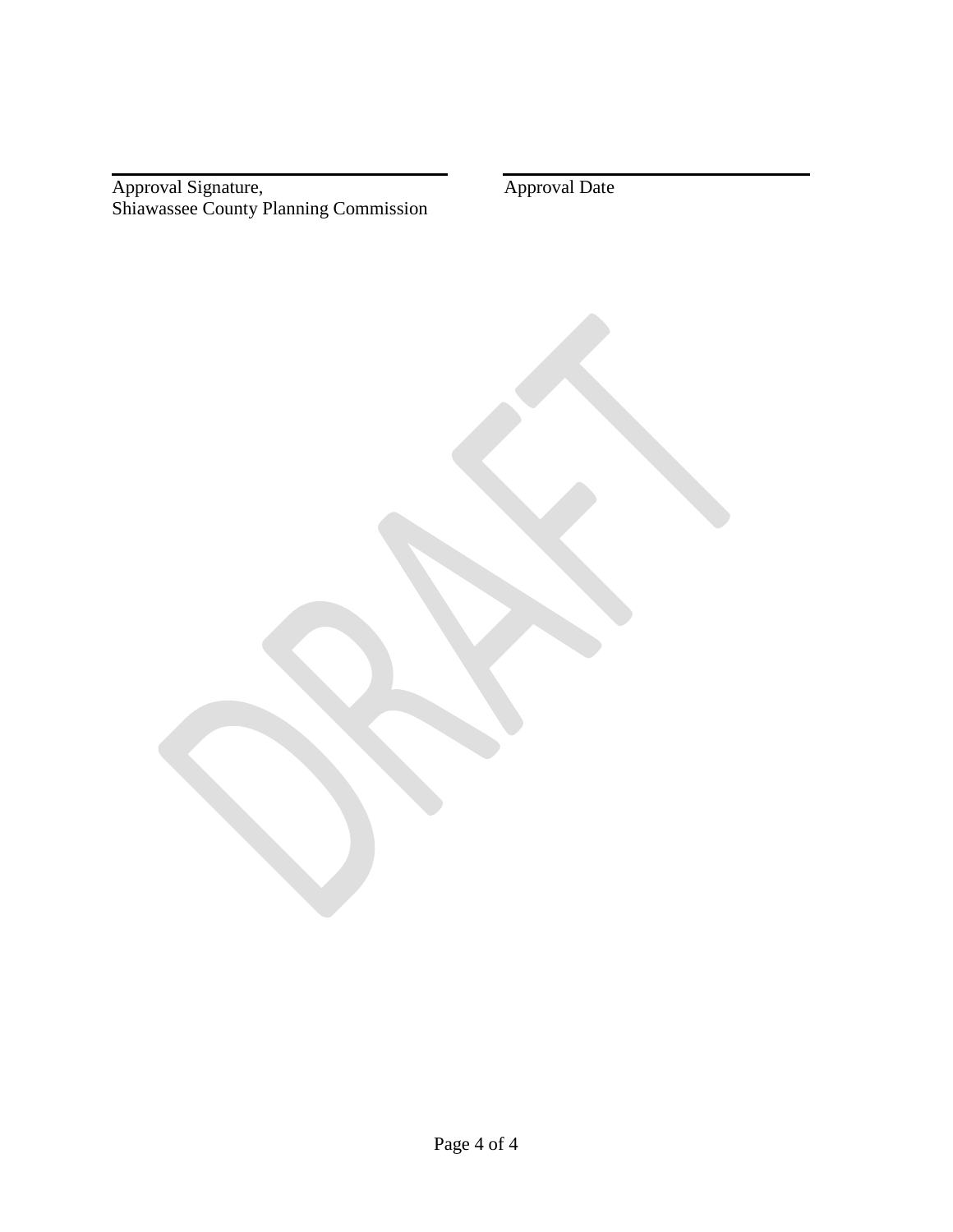Approval Signature,
Shiawassee County Planning Commission

Approval Date

DRAFT